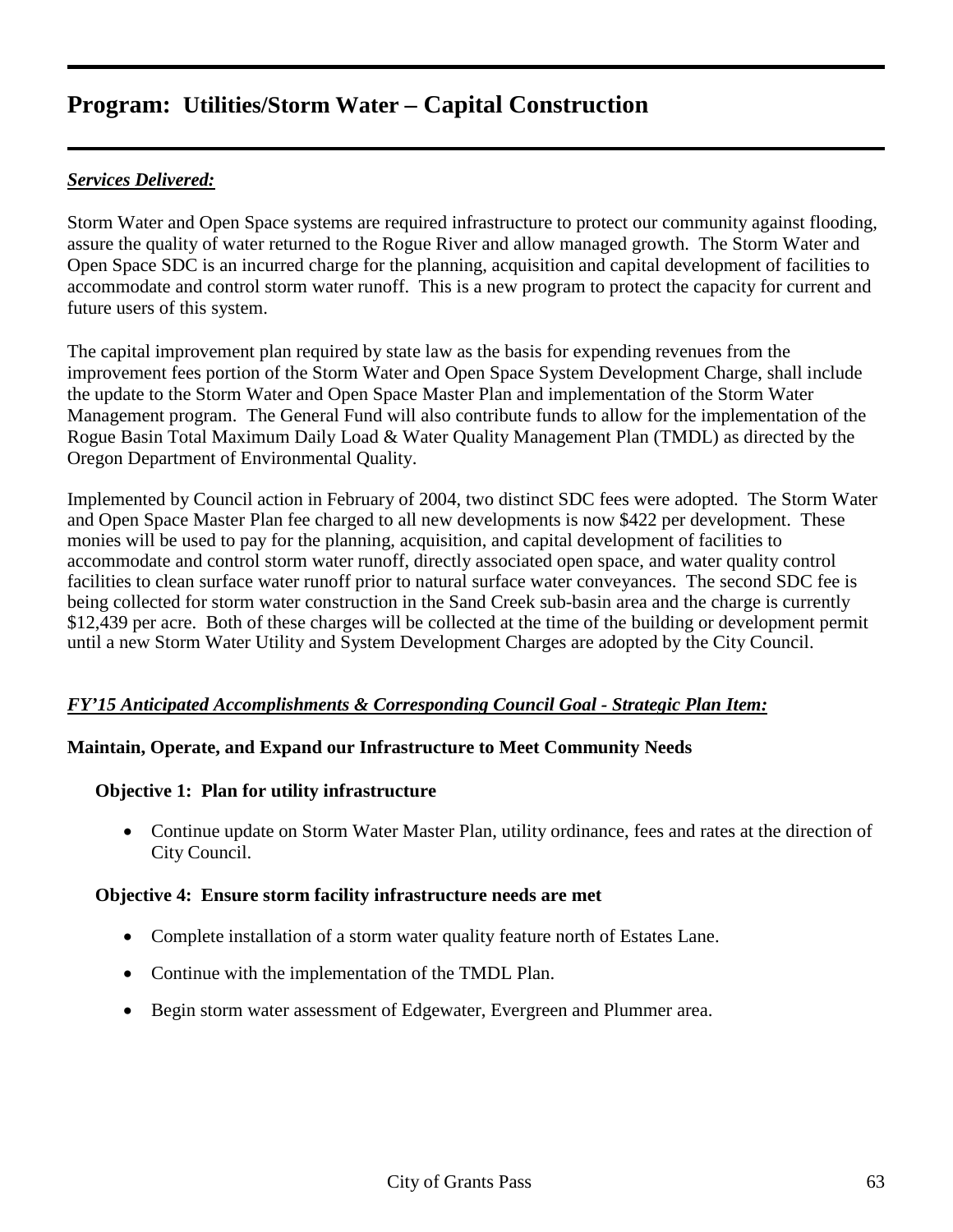# Program:  Utilities/Storm Water – Capital Construction

***Services Delivered:***

Storm Water and Open Space systems are required infrastructure to protect our community against flooding, assure the quality of water returned to the Rogue River and allow managed growth.  The Storm Water and Open Space SDC is an incurred charge for the planning, acquisition and capital development of facilities to accommodate and control storm water runoff.  This is a new program to protect the capacity for current and future users of this system.

The capital improvement plan required by state law as the basis for expending revenues from the improvement fees portion of the Storm Water and Open Space System Development Charge, shall include the update to the Storm Water and Open Space Master Plan and implementation of the Storm Water Management program.  The General Fund will also contribute funds to allow for the implementation of the Rogue Basin Total Maximum Daily Load & Water Quality Management Plan (TMDL) as directed by the Oregon Department of Environmental Quality.

Implemented by Council action in February of 2004, two distinct SDC fees were adopted.  The Storm Water and Open Space Master Plan fee charged to all new developments is now $422 per development.  These monies will be used to pay for the planning, acquisition, and capital development of facilities to accommodate and control storm water runoff, directly associated open space, and water quality control facilities to clean surface water runoff prior to natural surface water conveyances.  The second SDC fee is being collected for storm water construction in the Sand Creek sub-basin area and the charge is currently $12,439 per acre.  Both of these charges will be collected at the time of the building or development permit until a new Storm Water Utility and System Development Charges are adopted by the City Council.

***FY'15 Anticipated Accomplishments & Corresponding Council Goal - Strategic Plan Item:***

**Maintain, Operate, and Expand our Infrastructure to Meet Community Needs**

**Objective 1:  Plan for utility infrastructure**

- Continue update on Storm Water Master Plan, utility ordinance, fees and rates at the direction of City Council.

**Objective 4:  Ensure storm facility infrastructure needs are met**

- Complete installation of a storm water quality feature north of Estates Lane.
- Continue with the implementation of the TMDL Plan.
- Begin storm water assessment of Edgewater, Evergreen and Plummer area.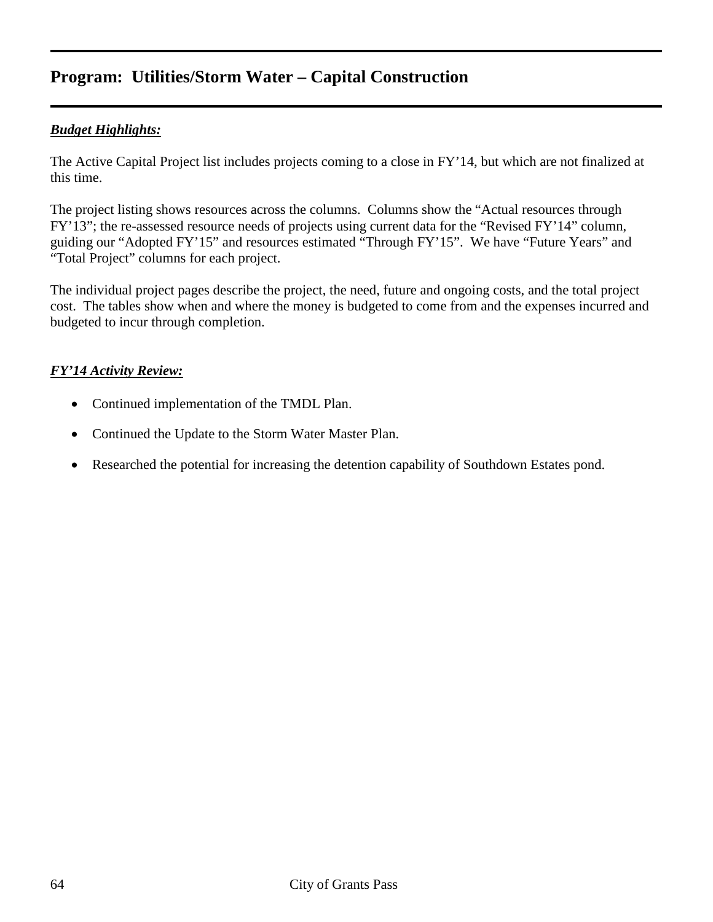# Program: Utilities/Storm Water – Capital Construction

***Budget Highlights:***

The Active Capital Project list includes projects coming to a close in FY'14, but which are not finalized at this time.

The project listing shows resources across the columns. Columns show the "Actual resources through FY'13"; the re-assessed resource needs of projects using current data for the "Revised FY'14" column, guiding our "Adopted FY'15" and resources estimated "Through FY'15". We have "Future Years" and "Total Project" columns for each project.

The individual project pages describe the project, the need, future and ongoing costs, and the total project cost. The tables show when and where the money is budgeted to come from and the expenses incurred and budgeted to incur through completion.

***FY'14 Activity Review:***

- Continued implementation of the TMDL Plan.
- Continued the Update to the Storm Water Master Plan.
- Researched the potential for increasing the detention capability of Southdown Estates pond.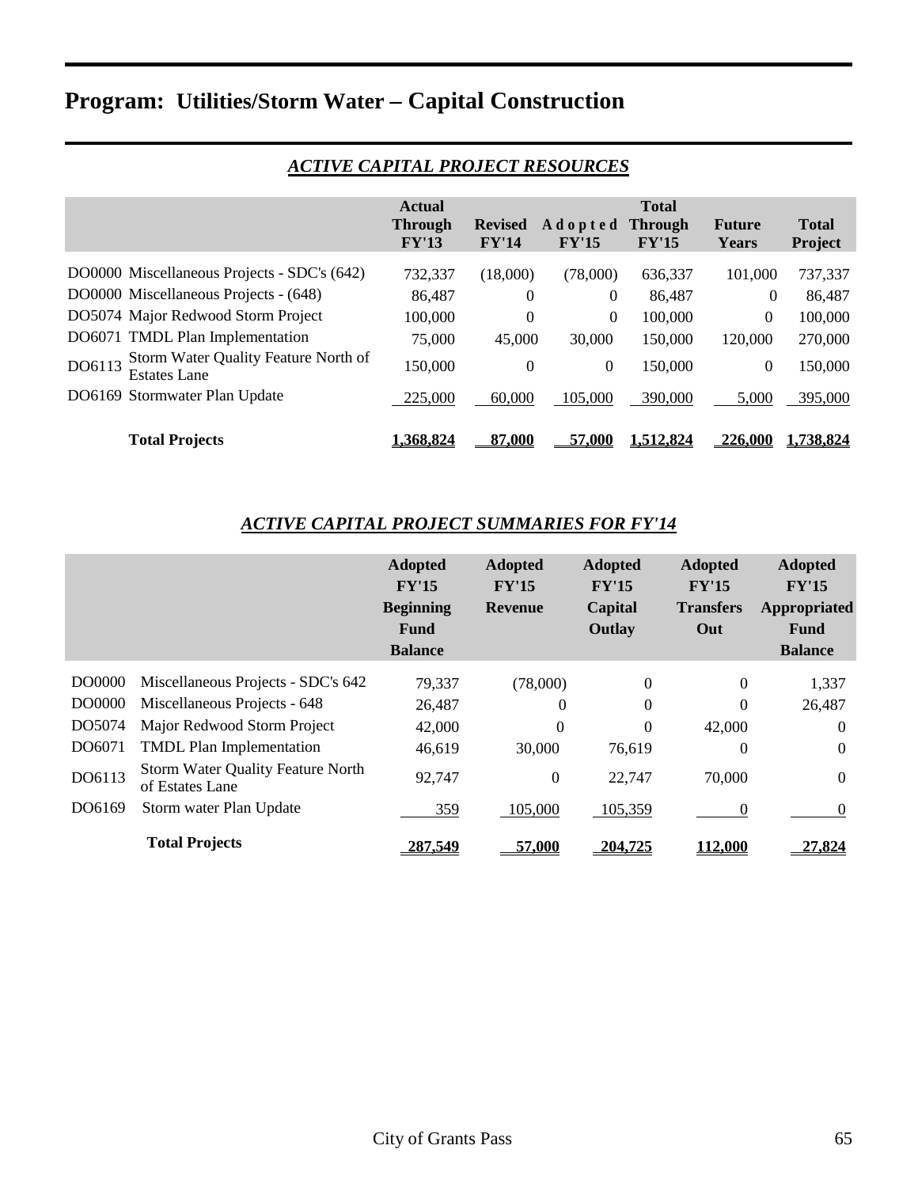# Program: Utilities/Storm Water – Capital Construction

## *ACTIVE CAPITAL PROJECT RESOURCES*

| | | Actual Through FY'13 | Revised FY'14 | Adopted FY'15 | Total Through FY'15 | Future Years | Total Project |
|---|---|---|---|---|---|---|---|
| DO0000 | Miscellaneous Projects - SDC's (642) | 732,337 | (18,000) | (78,000) | 636,337 | 101,000 | 737,337 |
| DO0000 | Miscellaneous Projects - (648) | 86,487 | 0 | 0 | 86,487 | 0 | 86,487 |
| DO5074 | Major Redwood Storm Project | 100,000 | 0 | 0 | 100,000 | 0 | 100,000 |
| DO6071 | TMDL Plan Implementation | 75,000 | 45,000 | 30,000 | 150,000 | 120,000 | 270,000 |
| DO6113 | Storm Water Quality Feature North of Estates Lane | 150,000 | 0 | 0 | 150,000 | 0 | 150,000 |
| DO6169 | Stormwater Plan Update | 225,000 | 60,000 | 105,000 | 390,000 | 5,000 | 395,000 |
| | **Total Projects** | **1,368,824** | **87,000** | **57,000** | **1,512,824** | **226,000** | **1,738,824** |

## *ACTIVE CAPITAL PROJECT SUMMARIES FOR FY'14*

| | | Adopted FY'15 Beginning Fund Balance | Adopted FY'15 Revenue | Adopted FY'15 Capital Outlay | Adopted FY'15 Transfers Out | Adopted FY'15 Appropriated Fund Balance |
|---|---|---|---|---|---|---|
| DO0000 | Miscellaneous Projects - SDC's 642 | 79,337 | (78,000) | 0 | 0 | 1,337 |
| DO0000 | Miscellaneous Projects - 648 | 26,487 | 0 | 0 | 0 | 26,487 |
| DO5074 | Major Redwood Storm Project | 42,000 | 0 | 0 | 42,000 | 0 |
| DO6071 | TMDL Plan Implementation | 46,619 | 30,000 | 76,619 | 0 | 0 |
| DO6113 | Storm Water Quality Feature North of Estates Lane | 92,747 | 0 | 22,747 | 70,000 | 0 |
| DO6169 | Storm water Plan Update | 359 | 105,000 | 105,359 | 0 | 0 |
| | **Total Projects** | **287,549** | **57,000** | **204,725** | **112,000** | **27,824** |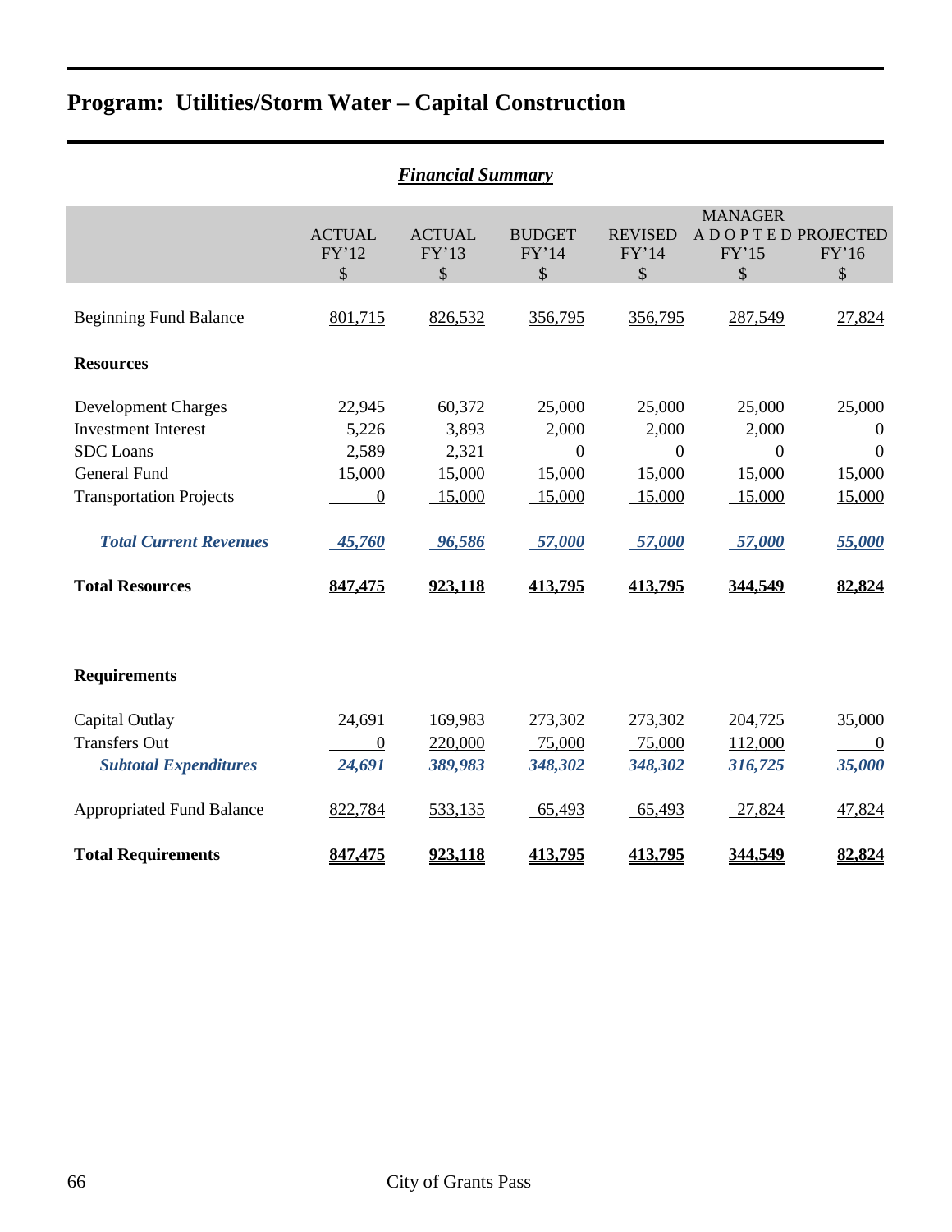# Program: Utilities/Storm Water – Capital Construction

## *Financial Summary*

| | ACTUAL FY'12 $ | ACTUAL FY'13 $ | BUDGET FY'14 $ | REVISED FY'14 $ | MANAGER ADOPTED FY'15 $ | PROJECTED FY'16 $ |
|---|---|---|---|---|---|---|
| Beginning Fund Balance | 801,715 | 826,532 | 356,795 | 356,795 | 287,549 | 27,824 |
| **Resources** | | | | | | |
| Development Charges | 22,945 | 60,372 | 25,000 | 25,000 | 25,000 | 25,000 |
| Investment Interest | 5,226 | 3,893 | 2,000 | 2,000 | 2,000 | 0 |
| SDC Loans | 2,589 | 2,321 | 0 | 0 | 0 | 0 |
| General Fund | 15,000 | 15,000 | 15,000 | 15,000 | 15,000 | 15,000 |
| Transportation Projects | 0 | 15,000 | 15,000 | 15,000 | 15,000 | 15,000 |
| ***Total Current Revenues*** | ***45,760*** | ***96,586*** | ***57,000*** | ***57,000*** | ***57,000*** | ***55,000*** |
| **Total Resources** | **847,475** | **923,118** | **413,795** | **413,795** | **344,549** | **82,824** |
| **Requirements** | | | | | | |
| Capital Outlay | 24,691 | 169,983 | 273,302 | 273,302 | 204,725 | 35,000 |
| Transfers Out | 0 | 220,000 | 75,000 | 75,000 | 112,000 | 0 |
| ***Subtotal Expenditures*** | ***24,691*** | ***389,983*** | ***348,302*** | ***348,302*** | ***316,725*** | ***35,000*** |
| Appropriated Fund Balance | 822,784 | 533,135 | 65,493 | 65,493 | 27,824 | 47,824 |
| **Total Requirements** | **847,475** | **923,118** | **413,795** | **413,795** | **344,549** | **82,824** |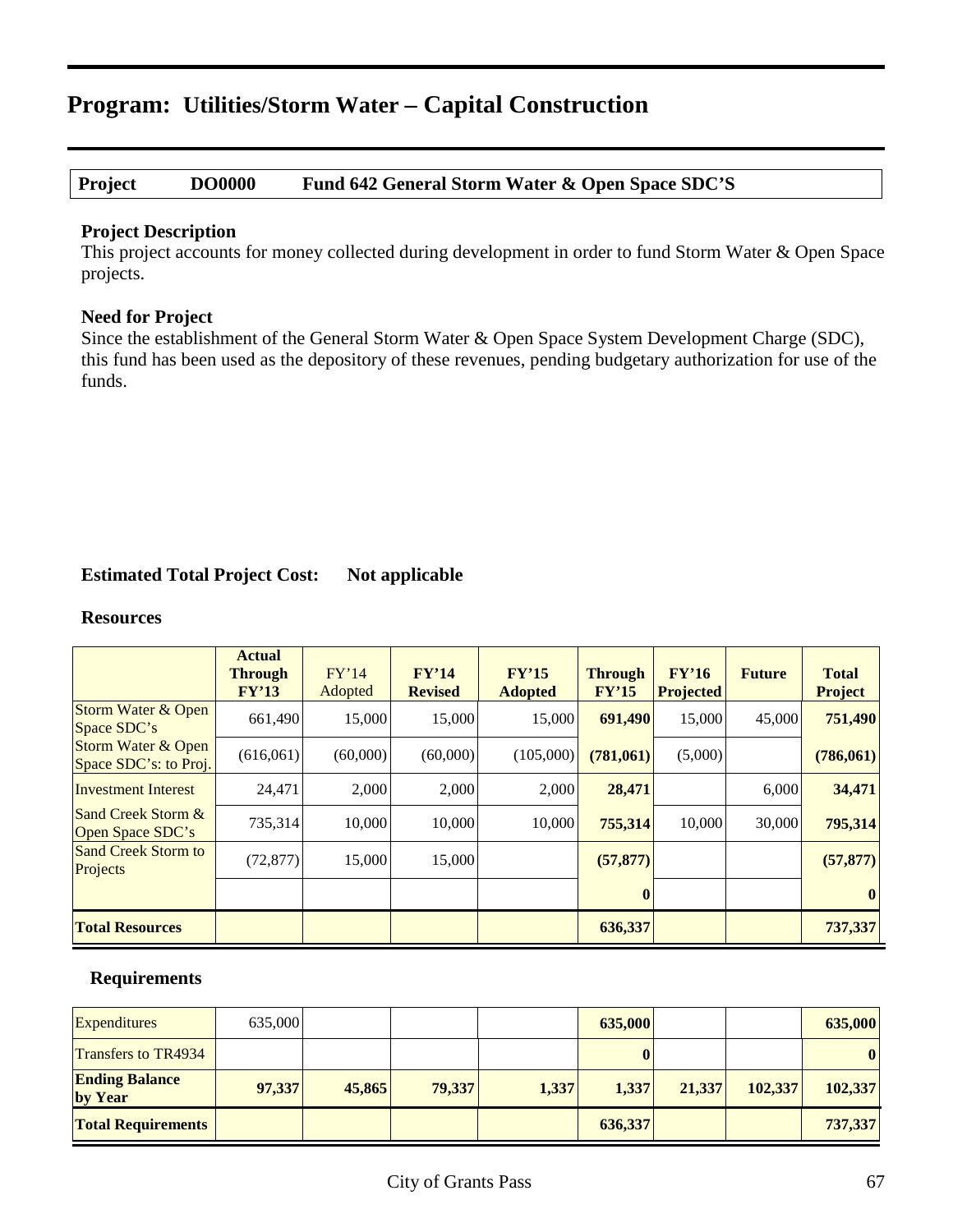# Program: Utilities/Storm Water – Capital Construction

| Project | DO0000 | Fund 642 General Storm Water & Open Space SDC'S |
|---|---|---|

**Project Description**

This project accounts for money collected during development in order to fund Storm Water & Open Space projects.

**Need for Project**

Since the establishment of the General Storm Water & Open Space System Development Charge (SDC), this fund has been used as the depository of these revenues, pending budgetary authorization for use of the funds.

**Estimated Total Project Cost: Not applicable**

**Resources**

| | Actual Through FY'13 | FY'14 Adopted | FY'14 Revised | FY'15 Adopted | Through FY'15 | FY'16 Projected | Future | Total Project |
|---|---|---|---|---|---|---|---|---|
| Storm Water & Open Space SDC's | 661,490 | 15,000 | 15,000 | 15,000 | **691,490** | 15,000 | 45,000 | **751,490** |
| Storm Water & Open Space SDC's: to Proj. | (616,061) | (60,000) | (60,000) | (105,000) | **(781,061)** | (5,000) | | **(786,061)** |
| Investment Interest | 24,471 | 2,000 | 2,000 | 2,000 | **28,471** | | 6,000 | **34,471** |
| Sand Creek Storm & Open Space SDC's | 735,314 | 10,000 | 10,000 | 10,000 | **755,314** | 10,000 | 30,000 | **795,314** |
| Sand Creek Storm to Projects | (72,877) | 15,000 | 15,000 | | **(57,877)** | | | **(57,877)** |
| | | | | | **0** | | | **0** |
| **Total Resources** | | | | | **636,337** | | | **737,337** |

**Requirements**

| | Actual Through FY'13 | FY'14 Adopted | FY'14 Revised | FY'15 Adopted | Through FY'15 | FY'16 Projected | Future | Total Project |
|---|---|---|---|---|---|---|---|---|
| Expenditures | 635,000 | | | | **635,000** | | | **635,000** |
| Transfers to TR4934 | | | | | **0** | | | **0** |
| **Ending Balance by Year** | **97,337** | **45,865** | **79,337** | **1,337** | **1,337** | **21,337** | **102,337** | **102,337** |
| **Total Requirements** | | | | | **636,337** | | | **737,337** |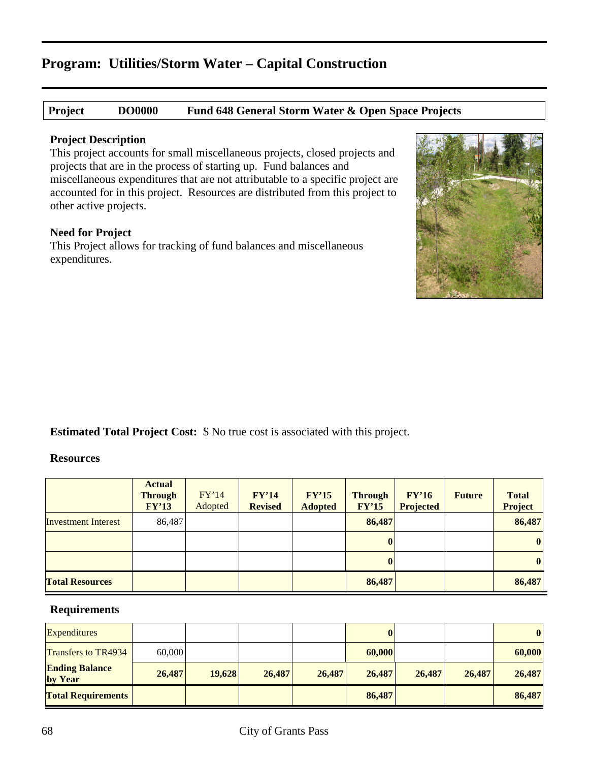# Program: Utilities/Storm Water – Capital Construction

| Project | DO0000 | Fund 648 General Storm Water & Open Space Projects |
|---|---|---|

### Project Description

This project accounts for small miscellaneous projects, closed projects and projects that are in the process of starting up. Fund balances and miscellaneous expenditures that are not attributable to a specific project are accounted for in this project. Resources are distributed from this project to other active projects.

### Need for Project

This Project allows for tracking of fund balances and miscellaneous expenditures.

**Estimated Total Project Cost:** $ No true cost is associated with this project.

### Resources

| | Actual Through FY'13 | FY'14 Adopted | FY'14 Revised | FY'15 Adopted | Through FY'15 | FY'16 Projected | Future | Total Project |
|---|---|---|---|---|---|---|---|---|
| Investment Interest | 86,487 | | | | 86,487 | | | 86,487 |
| | | | | | 0 | | | 0 |
| | | | | | 0 | | | 0 |
| **Total Resources** | | | | | 86,487 | | | 86,487 |

### Requirements

| | Actual Through FY'13 | FY'14 Adopted | FY'14 Revised | FY'15 Adopted | Through FY'15 | FY'16 Projected | Future | Total Project |
|---|---|---|---|---|---|---|---|---|
| Expenditures | | | | | 0 | | | 0 |
| Transfers to TR4934 | 60,000 | | | | 60,000 | | | 60,000 |
| **Ending Balance by Year** | 26,487 | 19,628 | 26,487 | 26,487 | 26,487 | 26,487 | 26,487 | 26,487 |
| **Total Requirements** | | | | | 86,487 | | | 86,487 |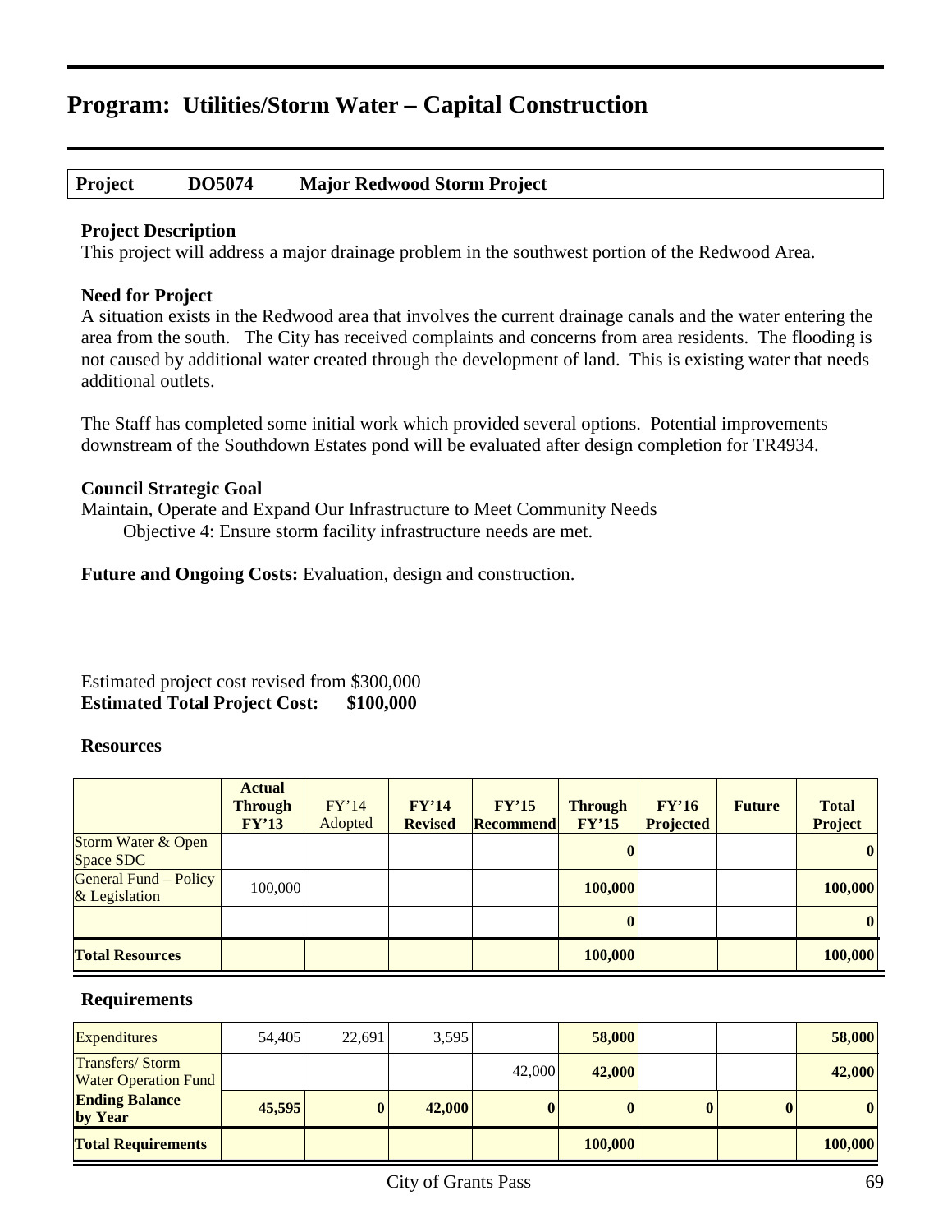# Program: Utilities/Storm Water – Capital Construction

**Project DO5074 Major Redwood Storm Project**

**Project Description**

This project will address a major drainage problem in the southwest portion of the Redwood Area.

**Need for Project**

A situation exists in the Redwood area that involves the current drainage canals and the water entering the area from the south. The City has received complaints and concerns from area residents. The flooding is not caused by additional water created through the development of land. This is existing water that needs additional outlets.

The Staff has completed some initial work which provided several options. Potential improvements downstream of the Southdown Estates pond will be evaluated after design completion for TR4934.

**Council Strategic Goal**

Maintain, Operate and Expand Our Infrastructure to Meet Community Needs

Objective 4: Ensure storm facility infrastructure needs are met.

**Future and Ongoing Costs:** Evaluation, design and construction.

Estimated project cost revised from $300,000

**Estimated Total Project Cost: $100,000**

**Resources**

| | Actual Through FY'13 | FY'14 Adopted | FY'14 Revised | FY'15 Recommend | Through FY'15 | FY'16 Projected | Future | Total Project |
|---|---|---|---|---|---|---|---|---|
| Storm Water & Open Space SDC | | | | | 0 | | | 0 |
| General Fund – Policy & Legislation | 100,000 | | | | 100,000 | | | 100,000 |
| | | | | | 0 | | | 0 |
| **Total Resources** | | | | | 100,000 | | | 100,000 |

**Requirements**

| | Actual Through FY'13 | FY'14 Adopted | FY'14 Revised | FY'15 Recommend | Through FY'15 | FY'16 Projected | Future | Total Project |
|---|---|---|---|---|---|---|---|---|
| Expenditures | 54,405 | 22,691 | 3,595 | | 58,000 | | | 58,000 |
| Transfers/ Storm Water Operation Fund | | | | 42,000 | 42,000 | | | 42,000 |
| **Ending Balance by Year** | 45,595 | 0 | 42,000 | 0 | 0 | 0 | 0 | 0 |
| **Total Requirements** | | | | | 100,000 | | | 100,000 |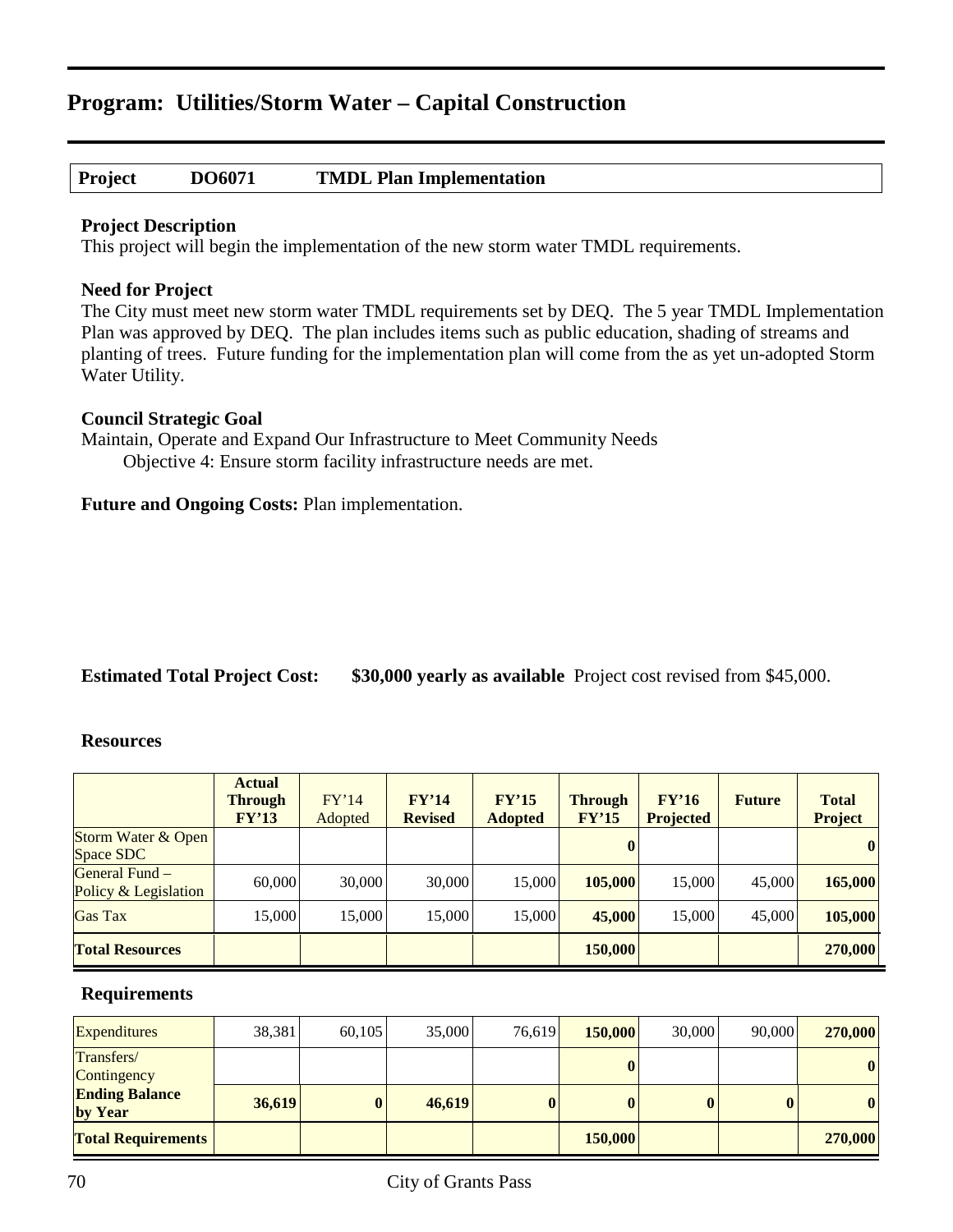# Program: Utilities/Storm Water – Capital Construction

| Project | DO6071 | TMDL Plan Implementation |
|---|---|---|

**Project Description**
This project will begin the implementation of the new storm water TMDL requirements.

**Need for Project**
The City must meet new storm water TMDL requirements set by DEQ. The 5 year TMDL Implementation Plan was approved by DEQ. The plan includes items such as public education, shading of streams and planting of trees. Future funding for the implementation plan will come from the as yet un-adopted Storm Water Utility.

**Council Strategic Goal**
Maintain, Operate and Expand Our Infrastructure to Meet Community Needs
Objective 4: Ensure storm facility infrastructure needs are met.

**Future and Ongoing Costs:** Plan implementation.

**Estimated Total Project Cost:** **$30,000 yearly as available** Project cost revised from $45,000.

**Resources**

| | Actual Through FY'13 | FY'14 Adopted | FY'14 Revised | FY'15 Adopted | Through FY'15 | FY'16 Projected | Future | Total Project |
|---|---|---|---|---|---|---|---|---|
| Storm Water & Open Space SDC | | | | | **0** | | | **0** |
| General Fund – Policy & Legislation | 60,000 | 30,000 | 30,000 | 15,000 | **105,000** | 15,000 | 45,000 | **165,000** |
| Gas Tax | 15,000 | 15,000 | 15,000 | 15,000 | **45,000** | 15,000 | 45,000 | **105,000** |
| **Total Resources** | | | | | **150,000** | | | **270,000** |

**Requirements**

| | Actual Through FY'13 | FY'14 Adopted | FY'14 Revised | FY'15 Adopted | Through FY'15 | FY'16 Projected | Future | Total Project |
|---|---|---|---|---|---|---|---|---|
| Expenditures | 38,381 | 60,105 | 35,000 | 76,619 | **150,000** | 30,000 | 90,000 | **270,000** |
| Transfers/ Contingency | | | | | **0** | | | **0** |
| **Ending Balance by Year** | **36,619** | **0** | **46,619** | **0** | **0** | **0** | **0** | **0** |
| **Total Requirements** | | | | | **150,000** | | | **270,000** |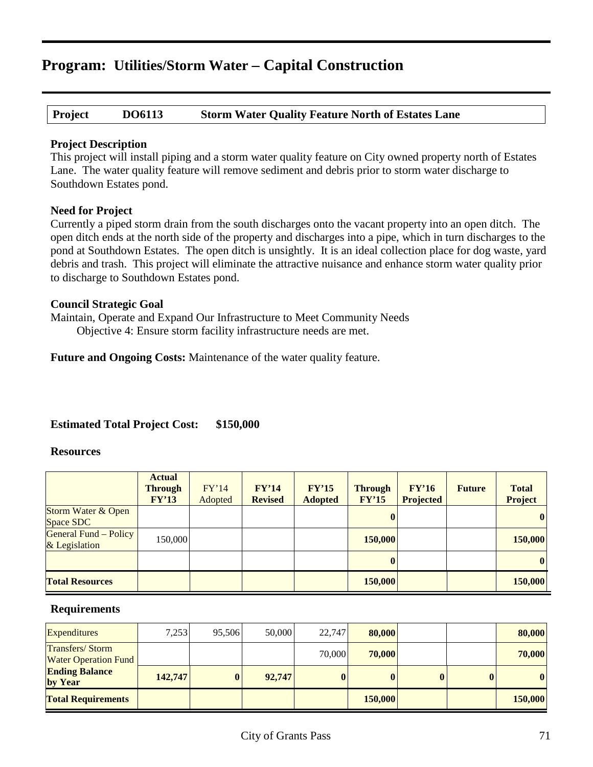# Program: Utilities/Storm Water – Capital Construction

| **Project** | **DO6113** | **Storm Water Quality Feature North of Estates Lane** |
|---|---|---|

**Project Description**

This project will install piping and a storm water quality feature on City owned property north of Estates Lane. The water quality feature will remove sediment and debris prior to storm water discharge to Southdown Estates pond.

**Need for Project**

Currently a piped storm drain from the south discharges onto the vacant property into an open ditch. The open ditch ends at the north side of the property and discharges into a pipe, which in turn discharges to the pond at Southdown Estates. The open ditch is unsightly. It is an ideal collection place for dog waste, yard debris and trash. This project will eliminate the attractive nuisance and enhance storm water quality prior to discharge to Southdown Estates pond.

**Council Strategic Goal**

Maintain, Operate and Expand Our Infrastructure to Meet Community Needs
  Objective 4: Ensure storm facility infrastructure needs are met.

**Future and Ongoing Costs:** Maintenance of the water quality feature.

**Estimated Total Project Cost:** **$150,000**

**Resources**

| | **Actual Through FY'13** | FY'14 Adopted | **FY'14 Revised** | **FY'15 Adopted** | **Through FY'15** | **FY'16 Projected** | **Future** | **Total Project** |
|---|---|---|---|---|---|---|---|---|
| Storm Water & Open Space SDC | | | | | **0** | | | **0** |
| General Fund – Policy & Legislation | 150,000 | | | | **150,000** | | | **150,000** |
| | | | | | **0** | | | **0** |
| **Total Resources** | | | | | **150,000** | | | **150,000** |

**Requirements**

| | | | | | | | | |
|---|---|---|---|---|---|---|---|---|
| Expenditures | 7,253 | 95,506 | 50,000 | 22,747 | **80,000** | | | **80,000** |
| Transfers/ Storm Water Operation Fund | | | | 70,000 | **70,000** | | | **70,000** |
| **Ending Balance by Year** | **142,747** | **0** | **92,747** | **0** | **0** | **0** | **0** | **0** |
| **Total Requirements** | | | | | **150,000** | | | **150,000** |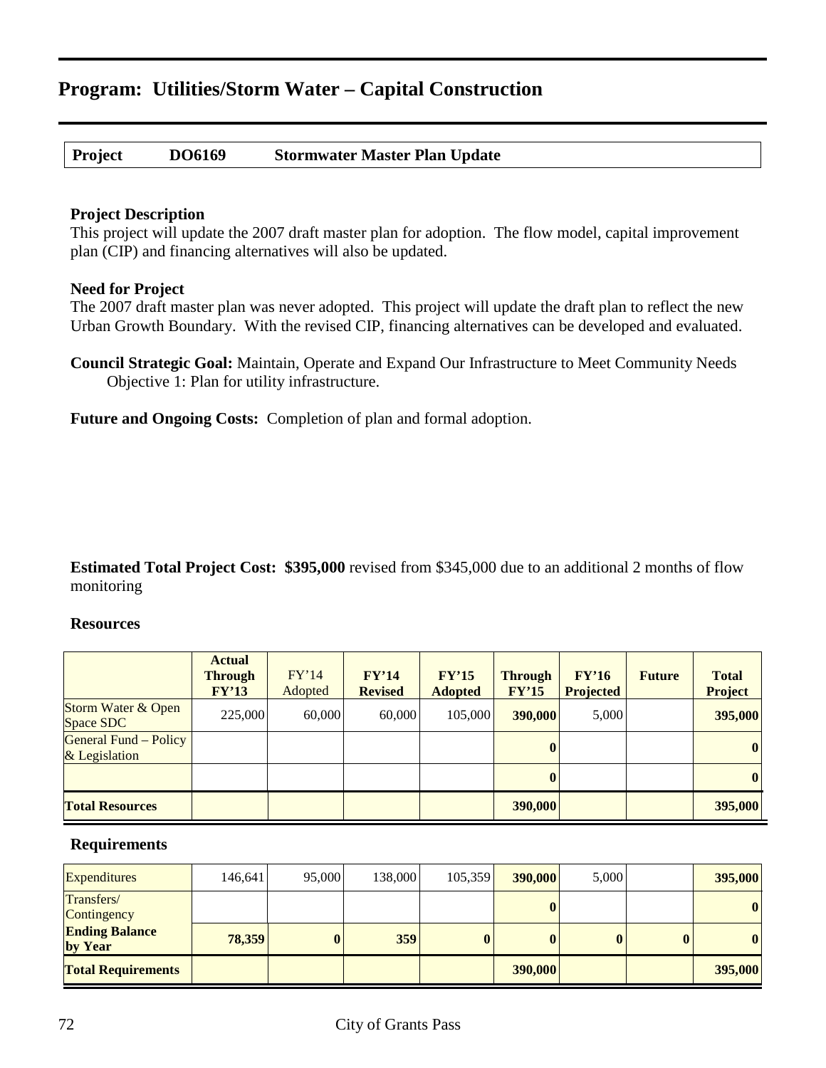# Program: Utilities/Storm Water – Capital Construction

| Project | DO6169 | Stormwater Master Plan Update |
|---|---|---|

**Project Description**
This project will update the 2007 draft master plan for adoption. The flow model, capital improvement plan (CIP) and financing alternatives will also be updated.

**Need for Project**
The 2007 draft master plan was never adopted. This project will update the draft plan to reflect the new Urban Growth Boundary. With the revised CIP, financing alternatives can be developed and evaluated.

**Council Strategic Goal:** Maintain, Operate and Expand Our Infrastructure to Meet Community Needs
Objective 1: Plan for utility infrastructure.

**Future and Ongoing Costs:** Completion of plan and formal adoption.

**Estimated Total Project Cost: $395,000** revised from $345,000 due to an additional 2 months of flow monitoring

**Resources**

| | Actual Through FY'13 | FY'14 Adopted | FY'14 Revised | FY'15 Adopted | Through FY'15 | FY'16 Projected | Future | Total Project |
|---|---|---|---|---|---|---|---|---|
| Storm Water & Open Space SDC | 225,000 | 60,000 | 60,000 | 105,000 | **390,000** | 5,000 | | **395,000** |
| General Fund – Policy & Legislation | | | | | **0** | | | **0** |
| | | | | | **0** | | | **0** |
| **Total Resources** | | | | | **390,000** | | | **395,000** |

**Requirements**

| | Actual Through FY'13 | FY'14 Adopted | FY'14 Revised | FY'15 Adopted | Through FY'15 | FY'16 Projected | Future | Total Project |
|---|---|---|---|---|---|---|---|---|
| Expenditures | 146,641 | 95,000 | 138,000 | 105,359 | **390,000** | 5,000 | | **395,000** |
| Transfers/ Contingency | | | | | **0** | | | **0** |
| **Ending Balance by Year** | **78,359** | **0** | **359** | **0** | **0** | **0** | **0** | **0** |
| **Total Requirements** | | | | | **390,000** | | | **395,000** |